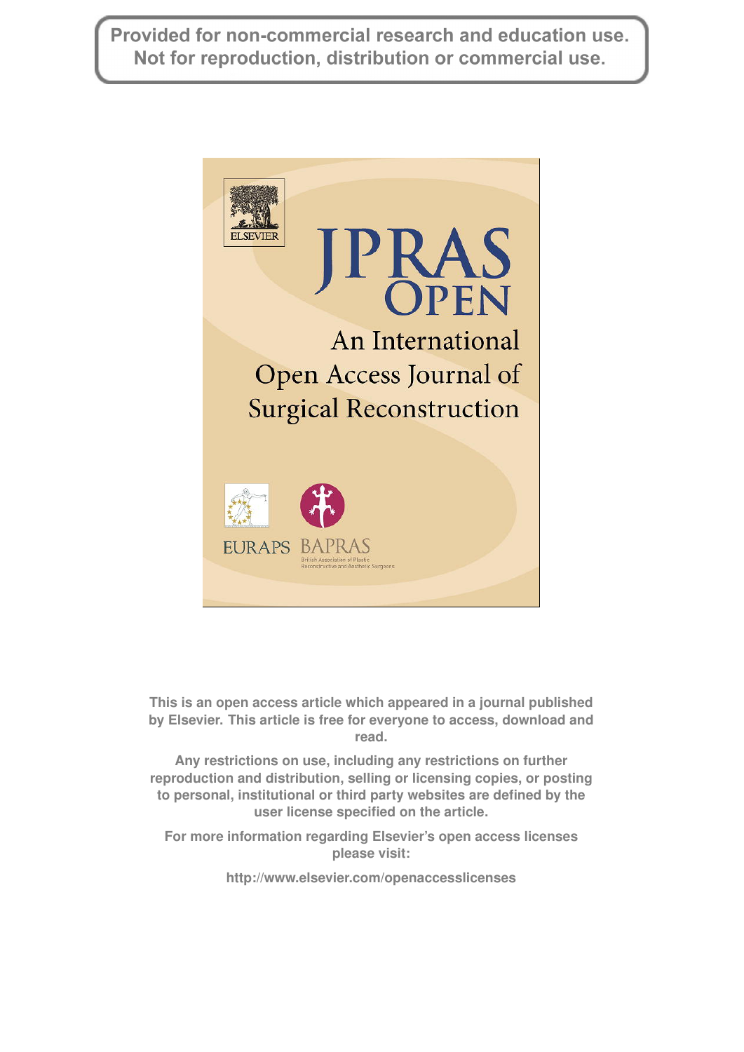Provided for non-commercial research and education use.
Not for reproduction, distribution or commercial use.

# JPRAS OPEN

An International Open Access Journal of Surgical Reconstruction

EURAPS BAPRAS

British Association of Plastic Reconstructive and Aesthetic Surgeons

This is an open access article which appeared in a journal published by Elsevier. This article is free for everyone to access, download and read.

Any restrictions on use, including any restrictions on further reproduction and distribution, selling or licensing copies, or posting to personal, institutional or third party websites are defined by the user license specified on the article.

For more information regarding Elsevier's open access licenses please visit:

http://www.elsevier.com/openaccesslicenses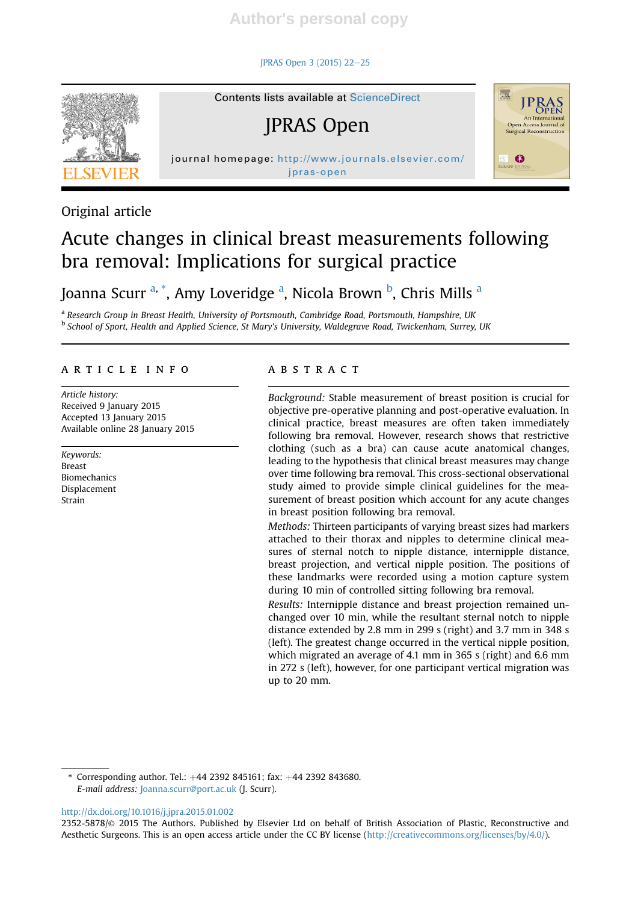Original article

# Acute changes in clinical breast measurements following bra removal: Implications for surgical practice

Joanna Scurr [a,*], Amy Loveridge [a], Nicola Brown [b], Chris Mills [a]

[a] Research Group in Breast Health, University of Portsmouth, Cambridge Road, Portsmouth, Hampshire, UK
[b] School of Sport, Health and Applied Science, St Mary's University, Waldegrave Road, Twickenham, Surrey, UK

## ARTICLE INFO

*Article history:*
Received 9 January 2015
Accepted 13 January 2015
Available online 28 January 2015

*Keywords:*
Breast
Biomechanics
Displacement
Strain

## ABSTRACT

*Background:* Stable measurement of breast position is crucial for objective pre-operative planning and post-operative evaluation. In clinical practice, breast measures are often taken immediately following bra removal. However, research shows that restrictive clothing (such as a bra) can cause acute anatomical changes, leading to the hypothesis that clinical breast measures may change over time following bra removal. This cross-sectional observational study aimed to provide simple clinical guidelines for the measurement of breast position which account for any acute changes in breast position following bra removal.

*Methods:* Thirteen participants of varying breast sizes had markers attached to their thorax and nipples to determine clinical measures of sternal notch to nipple distance, internipple distance, breast projection, and vertical nipple position. The positions of these landmarks were recorded using a motion capture system during 10 min of controlled sitting following bra removal.

*Results:* Internipple distance and breast projection remained unchanged over 10 min, while the resultant sternal notch to nipple distance extended by 2.8 mm in 299 s (right) and 3.7 mm in 348 s (left). The greatest change occurred in the vertical nipple position, which migrated an average of 4.1 mm in 365 s (right) and 6.6 mm in 272 s (left), however, for one participant vertical migration was up to 20 mm.

* Corresponding author. Tel.: +44 2392 845161; fax: +44 2392 843680.
*E-mail address:* Joanna.scurr@port.ac.uk (J. Scurr).

http://dx.doi.org/10.1016/j.jpra.2015.01.002
2352-5878/© 2015 The Authors. Published by Elsevier Ltd on behalf of British Association of Plastic, Reconstructive and Aesthetic Surgeons. This is an open access article under the CC BY license (http://creativecommons.org/licenses/by/4.0/).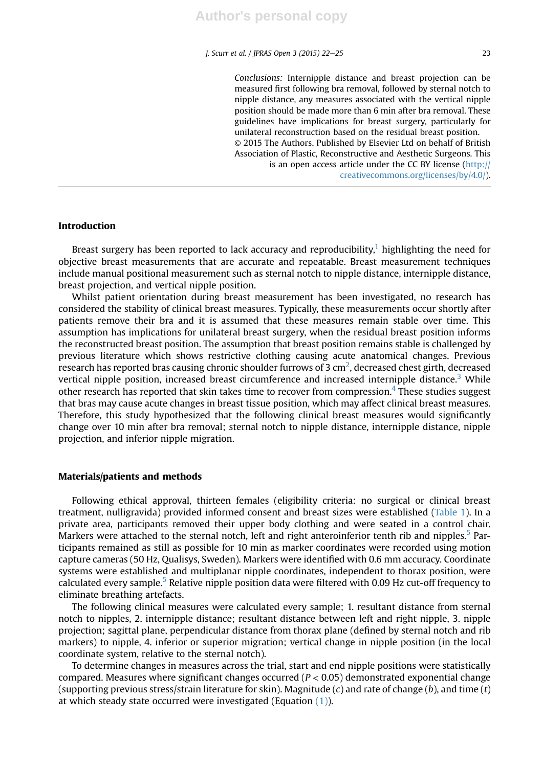*Conclusions:* Internipple distance and breast projection can be measured first following bra removal, followed by sternal notch to nipple distance, any measures associated with the vertical nipple position should be made more than 6 min after bra removal. These guidelines have implications for breast surgery, particularly for unilateral reconstruction based on the residual breast position.

© 2015 The Authors. Published by Elsevier Ltd on behalf of British Association of Plastic, Reconstructive and Aesthetic Surgeons. This is an open access article under the CC BY license (http://creativecommons.org/licenses/by/4.0/).

## Introduction

Breast surgery has been reported to lack accuracy and reproducibility,[1] highlighting the need for objective breast measurements that are accurate and repeatable. Breast measurement techniques include manual positional measurement such as sternal notch to nipple distance, internipple distance, breast projection, and vertical nipple position.

Whilst patient orientation during breast measurement has been investigated, no research has considered the stability of clinical breast measures. Typically, these measurements occur shortly after patients remove their bra and it is assumed that these measures remain stable over time. This assumption has implications for unilateral breast surgery, when the residual breast position informs the reconstructed breast position. The assumption that breast position remains stable is challenged by previous literature which shows restrictive clothing causing acute anatomical changes. Previous research has reported bras causing chronic shoulder furrows of 3 $cm^2$, decreased chest girth, decreased vertical nipple position, increased breast circumference and increased internipple distance.[3] While other research has reported that skin takes time to recover from compression.[4] These studies suggest that bras may cause acute changes in breast tissue position, which may affect clinical breast measures. Therefore, this study hypothesized that the following clinical breast measures would significantly change over 10 min after bra removal; sternal notch to nipple distance, internipple distance, nipple projection, and inferior nipple migration.

## Materials/patients and methods

Following ethical approval, thirteen females (eligibility criteria: no surgical or clinical breast treatment, nulligravida) provided informed consent and breast sizes were established (Table 1). In a private area, participants removed their upper body clothing and were seated in a control chair. Markers were attached to the sternal notch, left and right anteroinferior tenth rib and nipples.[5] Participants remained as still as possible for 10 min as marker coordinates were recorded using motion capture cameras (50 Hz, Qualisys, Sweden). Markers were identified with 0.6 mm accuracy. Coordinate systems were established and multiplanar nipple coordinates, independent to thorax position, were calculated every sample.[5] Relative nipple position data were filtered with 0.09 Hz cut-off frequency to eliminate breathing artefacts.

The following clinical measures were calculated every sample; 1. resultant distance from sternal notch to nipples, 2. internipple distance; resultant distance between left and right nipple, 3. nipple projection; sagittal plane, perpendicular distance from thorax plane (defined by sternal notch and rib markers) to nipple, 4. inferior or superior migration; vertical change in nipple position (in the local coordinate system, relative to the sternal notch).

To determine changes in measures across the trial, start and end nipple positions were statistically compared. Measures where significant changes occurred ($P < 0.05$) demonstrated exponential change (supporting previous stress/strain literature for skin). Magnitude ($c$) and rate of change ($b$), and time ($t$) at which steady state occurred were investigated (Equation (1)).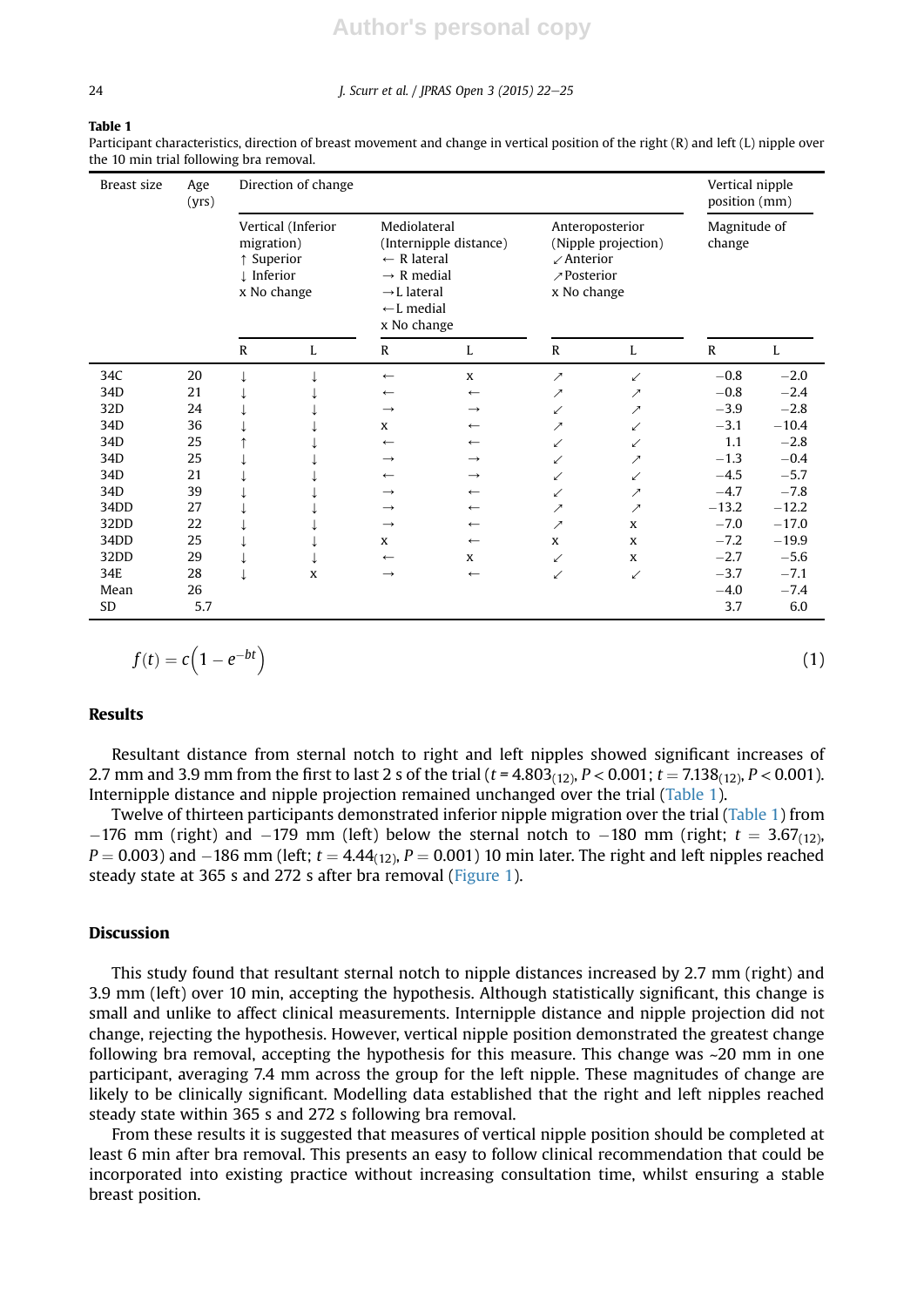**Table 1**
Participant characteristics, direction of breast movement and change in vertical position of the right (R) and left (L) nipple over the 10 min trial following bra removal.

| Breast size | Age (yrs) | Direction of change | | | | | | Vertical nipple position (mm) | |
|---|---|---|---|---|---|---|---|---|---|
| | | Vertical (Inferior migration) ↑ Superior ↓ Inferior x No change | | Mediolateral (Internipple distance) ← R lateral → R medial →L lateral ←L medial x No change | | Anteroposterior (Nipple projection) ↙Anterior ↗Posterior x No change | | Magnitude of change | |
| | | R | L | R | L | R | L | R | L |
| 34C | 20 | ↓ | ↓ | ← | x | ↗ | ↙ | −0.8 | −2.0 |
| 34D | 21 | ↓ | ↓ | ← | ← | ↗ | ↗ | −0.8 | −2.4 |
| 32D | 24 | ↓ | ↓ | → | → | ↙ | ↗ | −3.9 | −2.8 |
| 34D | 36 | ↓ | ↓ | x | ← | ↗ | ↙ | −3.1 | −10.4 |
| 34D | 25 | ↑ | ↓ | ← | ← | ↙ | ↙ | 1.1 | −2.8 |
| 34D | 25 | ↓ | ↓ | → | → | ↙ | ↗ | −1.3 | −0.4 |
| 34D | 21 | ↓ | ↓ | ← | → | ↙ | ↙ | −4.5 | −5.7 |
| 34D | 39 | ↓ | ↓ | → | ← | ↙ | ↗ | −4.7 | −7.8 |
| 34DD | 27 | ↓ | ↓ | → | ← | ↗ | ↗ | −13.2 | −12.2 |
| 32DD | 22 | ↓ | ↓ | → | ← | ↗ | x | −7.0 | −17.0 |
| 34DD | 25 | ↓ | ↓ | x | ← | x | x | −7.2 | −19.9 |
| 32DD | 29 | ↓ | ↓ | ← | x | ↙ | x | −2.7 | −5.6 |
| 34E | 28 | ↓ | x | → | ← | ↙ | ↙ | −3.7 | −7.1 |
| Mean | 26 | | | | | | | −4.0 | −7.4 |
| SD | 5.7 | | | | | | | 3.7 | 6.0 |

$$f(t) = c\left(1 - e^{-bt}\right) \quad (1)$$

## Results

Resultant distance from sternal notch to right and left nipples showed significant increases of 2.7 mm and 3.9 mm from the first to last 2 s of the trial ($t = 4.803_{(12)}$, $P < 0.001$; $t = 7.138_{(12)}$, $P < 0.001$). Internipple distance and nipple projection remained unchanged over the trial (Table 1).

Twelve of thirteen participants demonstrated inferior nipple migration over the trial (Table 1) from −176 mm (right) and −179 mm (left) below the sternal notch to −180 mm (right; $t = 3.67_{(12)}$, $P = 0.003$) and −186 mm (left; $t = 4.44_{(12)}$, $P = 0.001$) 10 min later. The right and left nipples reached steady state at 365 s and 272 s after bra removal (Figure 1).

## Discussion

This study found that resultant sternal notch to nipple distances increased by 2.7 mm (right) and 3.9 mm (left) over 10 min, accepting the hypothesis. Although statistically significant, this change is small and unlike to affect clinical measurements. Internipple distance and nipple projection did not change, rejecting the hypothesis. However, vertical nipple position demonstrated the greatest change following bra removal, accepting the hypothesis for this measure. This change was ~20 mm in one participant, averaging 7.4 mm across the group for the left nipple. These magnitudes of change are likely to be clinically significant. Modelling data established that the right and left nipples reached steady state within 365 s and 272 s following bra removal.

From these results it is suggested that measures of vertical nipple position should be completed at least 6 min after bra removal. This presents an easy to follow clinical recommendation that could be incorporated into existing practice without increasing consultation time, whilst ensuring a stable breast position.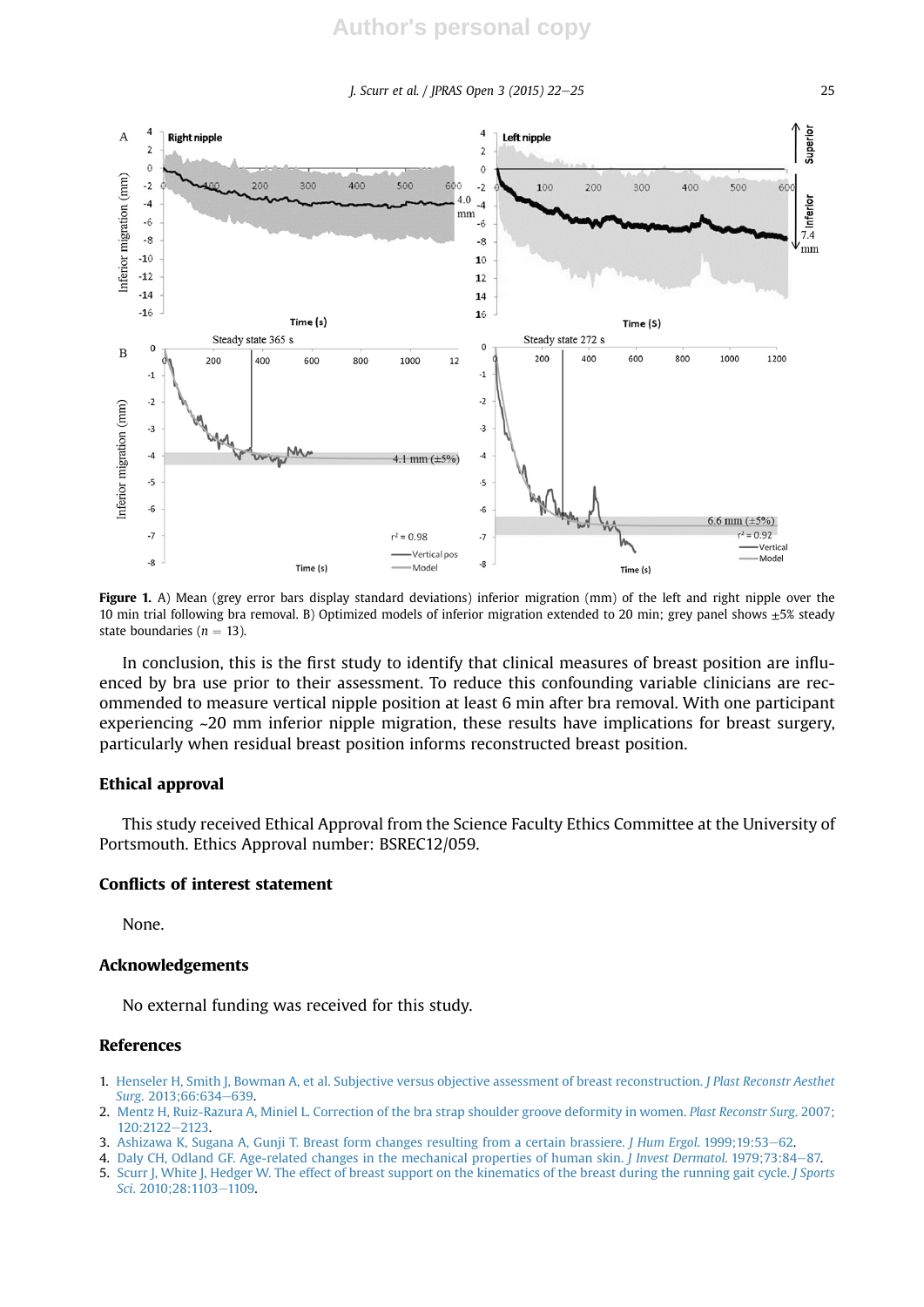A

Right nipple

Inferior migration (mm)

4 2 0 -2 -4 -6 -8 -10 -12 -14 -16

0 100 200 300 400 500 600

4.0 mm

Time (s)

Left nipple

4 2 0 -2 -4 -6 -8 10 12 14 16

0 100 200 300 400 500 600

Superior

Inferior

7.4 mm

Time (S)

B

Steady state 365 s

Inferior migration (mm)

0 -1 -2 -3 -4 -5 -6 -7 -8

0 200 400 600 800 1000 12

4.1 mm (±5%)

r² = 0.98

Vertical pos

Model

Time (s)

Steady state 272 s

0 -1 -2 -3 -4 -5 -6 -7 -8

0 200 400 600 800 1000 1200

6.6 mm (±5%)

r² = 0.92

Vertical

Model

Time (s)

**Figure 1.** A) Mean (grey error bars display standard deviations) inferior migration (mm) of the left and right nipple over the 10 min trial following bra removal. B) Optimized models of inferior migration extended to 20 min; grey panel shows ±5% steady state boundaries ($n = 13$).

In conclusion, this is the first study to identify that clinical measures of breast position are influenced by bra use prior to their assessment. To reduce this confounding variable clinicians are recommended to measure vertical nipple position at least 6 min after bra removal. With one participant experiencing ~20 mm inferior nipple migration, these results have implications for breast surgery, particularly when residual breast position informs reconstructed breast position.

## Ethical approval

This study received Ethical Approval from the Science Faculty Ethics Committee at the University of Portsmouth. Ethics Approval number: BSREC12/059.

## Conflicts of interest statement

None.

## Acknowledgements

No external funding was received for this study.

## References

1. Henseler H, Smith J, Bowman A, et al. Subjective versus objective assessment of breast reconstruction. *J Plast Reconstr Aesthet Surg*. 2013;66:634–639.
2. Mentz H, Ruiz-Razura A, Miniel L. Correction of the bra strap shoulder groove deformity in women. *Plast Reconstr Surg*. 2007;120:2122–2123.
3. Ashizawa K, Sugana A, Gunji T. Breast form changes resulting from a certain brassiere. *J Hum Ergol*. 1999;19:53–62.
4. Daly CH, Odland GF. Age-related changes in the mechanical properties of human skin. *J Invest Dermatol*. 1979;73:84–87.
5. Scurr J, White J, Hedger W. The effect of breast support on the kinematics of the breast during the running gait cycle. *J Sports Sci*. 2010;28:1103–1109.